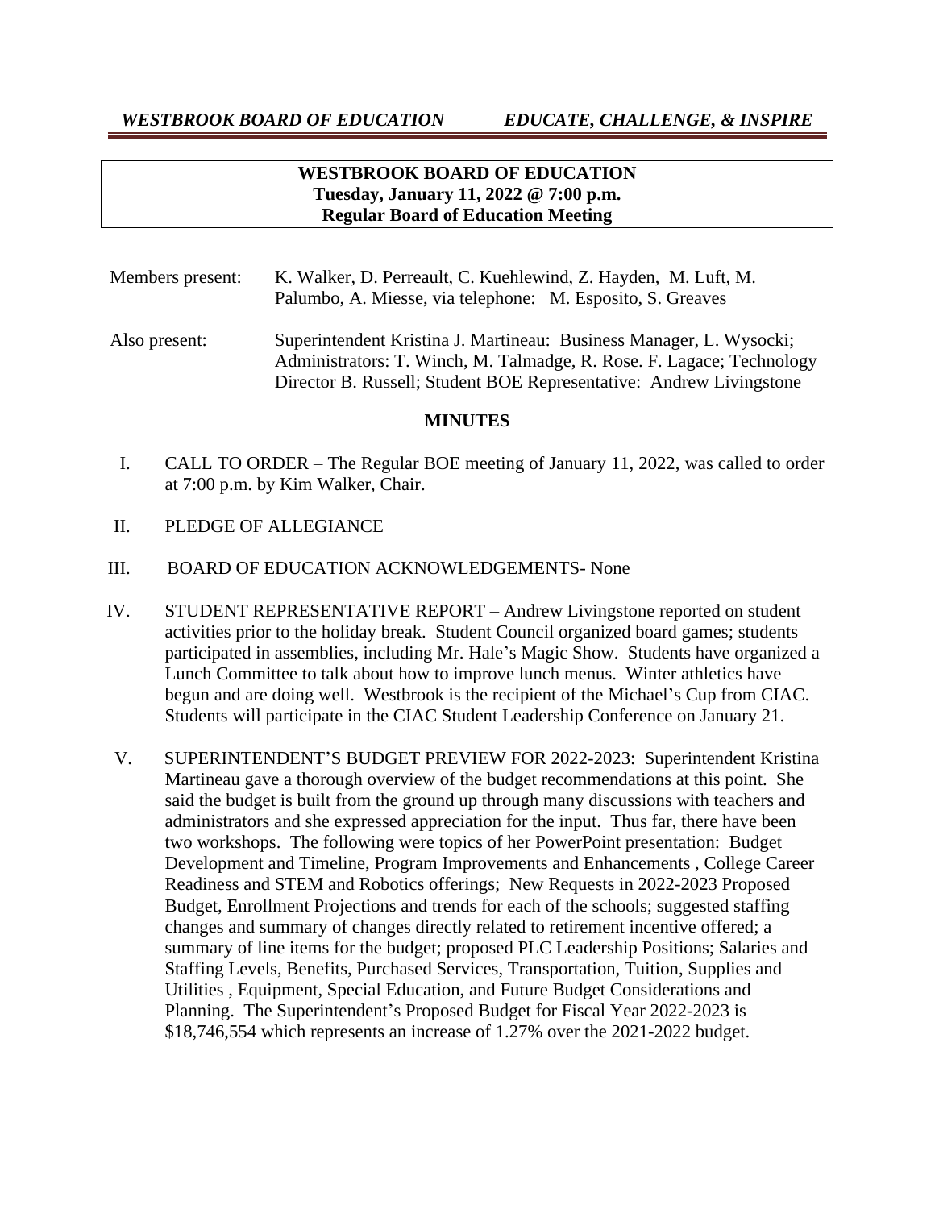*WESTBROOK BOARD OF EDUCATION EDUCATE, CHALLENGE, & INSPIRE*

**WESTBROOK BOARD OF EDUCATION**
**Tuesday, January 11, 2022 @ 7:00 p.m.**
**Regular Board of Education Meeting**

Members present: K. Walker, D. Perreault, C. Kuehlewind, Z. Hayden, M. Luft, M. Palumbo, A. Miesse, via telephone: M. Esposito, S. Greaves

Also present: Superintendent Kristina J. Martineau: Business Manager, L. Wysocki; Administrators: T. Winch, M. Talmadge, R. Rose. F. Lagace; Technology Director B. Russell; Student BOE Representative: Andrew Livingstone

**MINUTES**

I. CALL TO ORDER – The Regular BOE meeting of January 11, 2022, was called to order at 7:00 p.m. by Kim Walker, Chair.

II. PLEDGE OF ALLEGIANCE

III. BOARD OF EDUCATION ACKNOWLEDGEMENTS- None

IV. STUDENT REPRESENTATIVE REPORT – Andrew Livingstone reported on student activities prior to the holiday break. Student Council organized board games; students participated in assemblies, including Mr. Hale's Magic Show. Students have organized a Lunch Committee to talk about how to improve lunch menus. Winter athletics have begun and are doing well. Westbrook is the recipient of the Michael's Cup from CIAC. Students will participate in the CIAC Student Leadership Conference on January 21.

V. SUPERINTENDENT'S BUDGET PREVIEW FOR 2022-2023: Superintendent Kristina Martineau gave a thorough overview of the budget recommendations at this point. She said the budget is built from the ground up through many discussions with teachers and administrators and she expressed appreciation for the input. Thus far, there have been two workshops. The following were topics of her PowerPoint presentation: Budget Development and Timeline, Program Improvements and Enhancements , College Career Readiness and STEM and Robotics offerings; New Requests in 2022-2023 Proposed Budget, Enrollment Projections and trends for each of the schools; suggested staffing changes and summary of changes directly related to retirement incentive offered; a summary of line items for the budget; proposed PLC Leadership Positions; Salaries and Staffing Levels, Benefits, Purchased Services, Transportation, Tuition, Supplies and Utilities , Equipment, Special Education, and Future Budget Considerations and Planning. The Superintendent's Proposed Budget for Fiscal Year 2022-2023 is $18,746,554 which represents an increase of 1.27% over the 2021-2022 budget.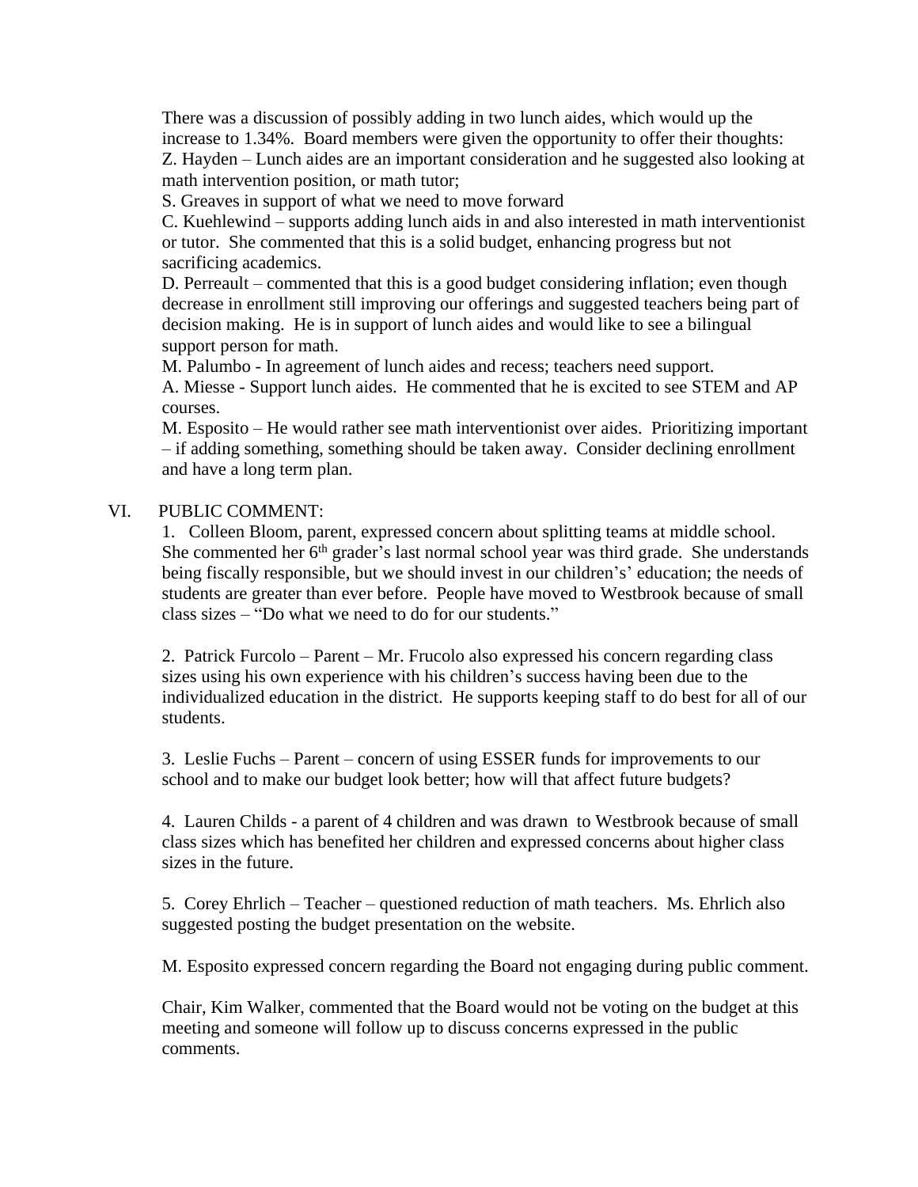There was a discussion of possibly adding in two lunch aides, which would up the increase to 1.34%. Board members were given the opportunity to offer their thoughts:
Z. Hayden – Lunch aides are an important consideration and he suggested also looking at math intervention position, or math tutor;
S. Greaves in support of what we need to move forward
C. Kuehlewind – supports adding lunch aids in and also interested in math interventionist or tutor. She commented that this is a solid budget, enhancing progress but not sacrificing academics.
D. Perreault – commented that this is a good budget considering inflation; even though decrease in enrollment still improving our offerings and suggested teachers being part of decision making. He is in support of lunch aides and would like to see a bilingual support person for math.
M. Palumbo - In agreement of lunch aides and recess; teachers need support.
A. Miesse - Support lunch aides. He commented that he is excited to see STEM and AP courses.
M. Esposito – He would rather see math interventionist over aides. Prioritizing important – if adding something, something should be taken away. Consider declining enrollment and have a long term plan.

VI. PUBLIC COMMENT:

1. Colleen Bloom, parent, expressed concern about splitting teams at middle school. She commented her 6th grader's last normal school year was third grade. She understands being fiscally responsible, but we should invest in our children's' education; the needs of students are greater than ever before. People have moved to Westbrook because of small class sizes – "Do what we need to do for our students."

2. Patrick Furcolo – Parent – Mr. Frucolo also expressed his concern regarding class sizes using his own experience with his children's success having been due to the individualized education in the district. He supports keeping staff to do best for all of our students.

3. Leslie Fuchs – Parent – concern of using ESSER funds for improvements to our school and to make our budget look better; how will that affect future budgets?

4. Lauren Childs - a parent of 4 children and was drawn to Westbrook because of small class sizes which has benefited her children and expressed concerns about higher class sizes in the future.

5. Corey Ehrlich – Teacher – questioned reduction of math teachers. Ms. Ehrlich also suggested posting the budget presentation on the website.

M. Esposito expressed concern regarding the Board not engaging during public comment.

Chair, Kim Walker, commented that the Board would not be voting on the budget at this meeting and someone will follow up to discuss concerns expressed in the public comments.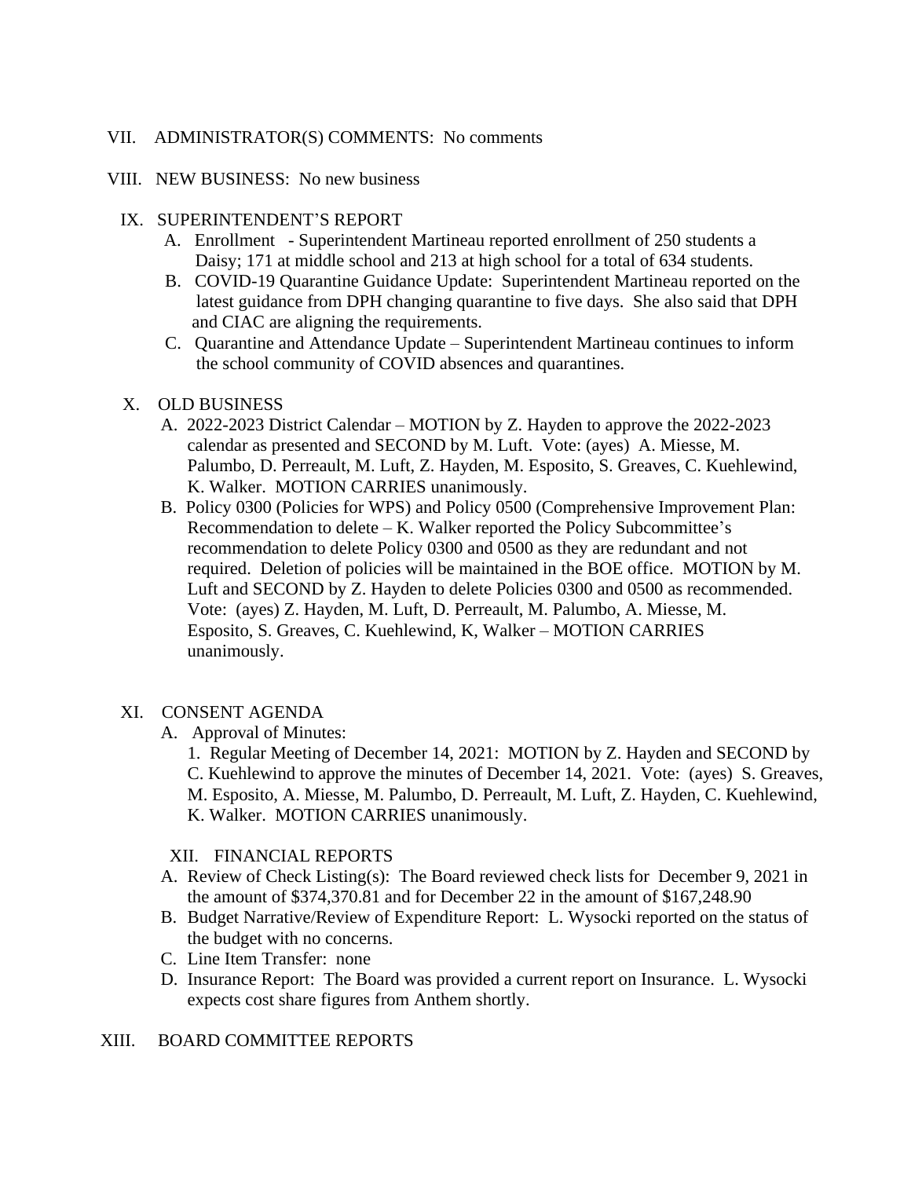VII. ADMINISTRATOR(S) COMMENTS: No comments

VIII. NEW BUSINESS: No new business

IX. SUPERINTENDENT'S REPORT

A. Enrollment - Superintendent Martineau reported enrollment of 250 students a Daisy; 171 at middle school and 213 at high school for a total of 634 students.

B. COVID-19 Quarantine Guidance Update: Superintendent Martineau reported on the latest guidance from DPH changing quarantine to five days. She also said that DPH and CIAC are aligning the requirements.

C. Quarantine and Attendance Update – Superintendent Martineau continues to inform the school community of COVID absences and quarantines.

X. OLD BUSINESS

A. 2022-2023 District Calendar – MOTION by Z. Hayden to approve the 2022-2023 calendar as presented and SECOND by M. Luft. Vote: (ayes) A. Miesse, M. Palumbo, D. Perreault, M. Luft, Z. Hayden, M. Esposito, S. Greaves, C. Kuehlewind, K. Walker. MOTION CARRIES unanimously.

B. Policy 0300 (Policies for WPS) and Policy 0500 (Comprehensive Improvement Plan: Recommendation to delete – K. Walker reported the Policy Subcommittee's recommendation to delete Policy 0300 and 0500 as they are redundant and not required. Deletion of policies will be maintained in the BOE office. MOTION by M. Luft and SECOND by Z. Hayden to delete Policies 0300 and 0500 as recommended. Vote: (ayes) Z. Hayden, M. Luft, D. Perreault, M. Palumbo, A. Miesse, M. Esposito, S. Greaves, C. Kuehlewind, K, Walker – MOTION CARRIES unanimously.

XI. CONSENT AGENDA

A. Approval of Minutes:

1. Regular Meeting of December 14, 2021: MOTION by Z. Hayden and SECOND by C. Kuehlewind to approve the minutes of December 14, 2021. Vote: (ayes) S. Greaves, M. Esposito, A. Miesse, M. Palumbo, D. Perreault, M. Luft, Z. Hayden, C. Kuehlewind, K. Walker. MOTION CARRIES unanimously.

XII. FINANCIAL REPORTS

A. Review of Check Listing(s): The Board reviewed check lists for December 9, 2021 in the amount of $374,370.81 and for December 22 in the amount of $167,248.90

B. Budget Narrative/Review of Expenditure Report: L. Wysocki reported on the status of the budget with no concerns.

C. Line Item Transfer: none

D. Insurance Report: The Board was provided a current report on Insurance. L. Wysocki expects cost share figures from Anthem shortly.

XIII. BOARD COMMITTEE REPORTS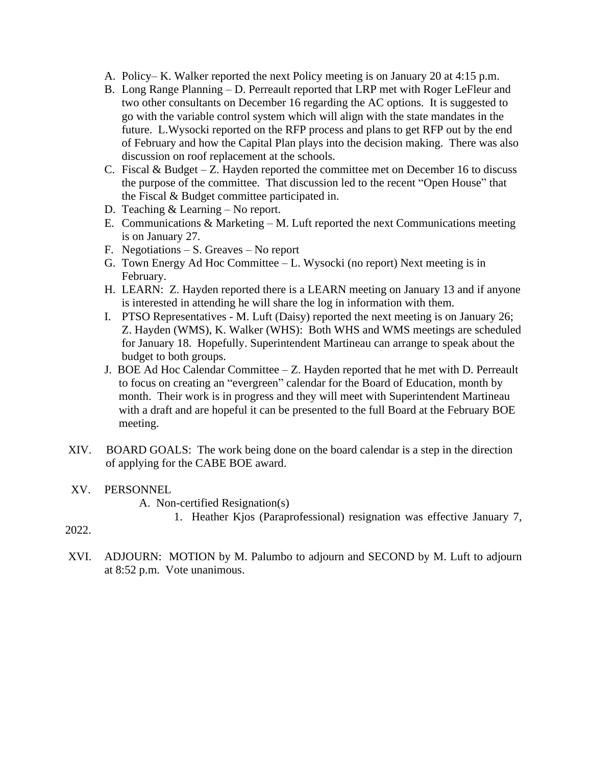A. Policy– K. Walker reported the next Policy meeting is on January 20 at 4:15 p.m.

B. Long Range Planning – D. Perreault reported that LRP met with Roger LeFleur and two other consultants on December 16 regarding the AC options. It is suggested to go with the variable control system which will align with the state mandates in the future. L.Wysocki reported on the RFP process and plans to get RFP out by the end of February and how the Capital Plan plays into the decision making. There was also discussion on roof replacement at the schools.

C. Fiscal & Budget – Z. Hayden reported the committee met on December 16 to discuss the purpose of the committee. That discussion led to the recent "Open House" that the Fiscal & Budget committee participated in.

D. Teaching & Learning – No report.

E. Communications & Marketing – M. Luft reported the next Communications meeting is on January 27.

F. Negotiations – S. Greaves – No report

G. Town Energy Ad Hoc Committee – L. Wysocki (no report) Next meeting is in February.

H. LEARN: Z. Hayden reported there is a LEARN meeting on January 13 and if anyone is interested in attending he will share the log in information with them.

I. PTSO Representatives - M. Luft (Daisy) reported the next meeting is on January 26; Z. Hayden (WMS), K. Walker (WHS): Both WHS and WMS meetings are scheduled for January 18. Hopefully. Superintendent Martineau can arrange to speak about the budget to both groups.

J. BOE Ad Hoc Calendar Committee – Z. Hayden reported that he met with D. Perreault to focus on creating an "evergreen" calendar for the Board of Education, month by month. Their work is in progress and they will meet with Superintendent Martineau with a draft and are hopeful it can be presented to the full Board at the February BOE meeting.

XIV. BOARD GOALS: The work being done on the board calendar is a step in the direction of applying for the CABE BOE award.

XV. PERSONNEL

A. Non-certified Resignation(s)

1. Heather Kjos (Paraprofessional) resignation was effective January 7, 2022.

XVI. ADJOURN: MOTION by M. Palumbo to adjourn and SECOND by M. Luft to adjourn at 8:52 p.m. Vote unanimous.